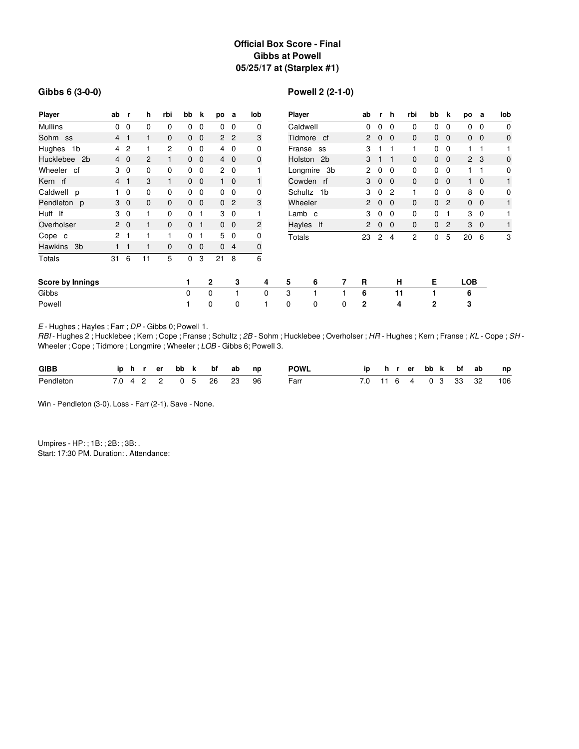# Official Box Score - Final
## Gibbs at Powell
### 05/25/17 at (Starplex #1)

**Gibbs 6 (3-0-0)**

| Player | ab | r | h | rbi | bb | k | po | a | lob |
|---|---|---|---|---|---|---|---|---|---|
| Mullins | 0 | 0 | 0 | 0 | 0 | 0 | 0 | 0 | 0 |
| Sohm ss | 4 | 1 | 1 | 0 | 0 | 0 | 2 | 2 | 3 |
| Hughes 1b | 4 | 2 | 1 | 2 | 0 | 0 | 4 | 0 | 0 |
| Hucklebee 2b | 4 | 0 | 2 | 1 | 0 | 0 | 4 | 0 | 0 |
| Wheeler cf | 3 | 0 | 0 | 0 | 0 | 0 | 2 | 0 | 1 |
| Kern rf | 4 | 1 | 3 | 1 | 0 | 0 | 1 | 0 | 1 |
| Caldwell p | 1 | 0 | 0 | 0 | 0 | 0 | 0 | 0 | 0 |
| Pendleton p | 3 | 0 | 0 | 0 | 0 | 0 | 0 | 2 | 3 |
| Huff lf | 3 | 0 | 1 | 0 | 0 | 1 | 3 | 0 | 1 |
| Overholser | 2 | 0 | 1 | 0 | 0 | 1 | 0 | 0 | 2 |
| Cope c | 2 | 1 | 1 | 1 | 0 | 1 | 5 | 0 | 0 |
| Hawkins 3b | 1 | 1 | 1 | 0 | 0 | 0 | 0 | 4 | 0 |
| Totals | 31 | 6 | 11 | 5 | 0 | 3 | 21 | 8 | 6 |

**Powell 2 (2-1-0)**

| Player | ab | r | h | rbi | bb | k | po | a | lob |
|---|---|---|---|---|---|---|---|---|---|
| Caldwell | 0 | 0 | 0 | 0 | 0 | 0 | 0 | 0 | 0 |
| Tidmore cf | 2 | 0 | 0 | 0 | 0 | 0 | 0 | 0 | 0 |
| Franse ss | 3 | 1 | 1 | 1 | 0 | 0 | 1 | 1 | 1 |
| Holston 2b | 3 | 1 | 1 | 0 | 0 | 0 | 2 | 3 | 0 |
| Longmire 3b | 2 | 0 | 0 | 0 | 0 | 0 | 1 | 1 | 0 |
| Cowden rf | 3 | 0 | 0 | 0 | 0 | 0 | 1 | 0 | 1 |
| Schultz 1b | 3 | 0 | 2 | 1 | 0 | 0 | 8 | 0 | 0 |
| Wheeler | 2 | 0 | 0 | 0 | 0 | 2 | 0 | 0 | 1 |
| Lamb c | 3 | 0 | 0 | 0 | 0 | 1 | 3 | 0 | 1 |
| Hayles lf | 2 | 0 | 0 | 0 | 0 | 2 | 3 | 0 | 1 |
| Totals | 23 | 2 | 4 | 2 | 0 | 5 | 20 | 6 | 3 |

| Score by Innings | 1 | 2 | 3 | 4 | 5 | 6 | 7 | R | H | E | LOB |
|---|---|---|---|---|---|---|---|---|---|---|---|
| Gibbs | 0 | 0 | 1 | 0 | 3 | 1 | 1 | 6 | 11 | 1 | 6 |
| Powell | 1 | 0 | 0 | 1 | 0 | 0 | 0 | 2 | 4 | 2 | 3 |

*E* - Hughes ; Hayles ; Farr ; *DP* - Gibbs 0; Powell 1.
*RBI* - Hughes 2 ; Hucklebee ; Kern ; Cope ; Franse ; Schultz ; *2B* - Sohm ; Hucklebee ; Overholser ; *HR* - Hughes ; Kern ; Franse ; *KL* - Cope ; *SH* - Wheeler ; Cope ; Tidmore ; Longmire ; Wheeler ; *LOB* - Gibbs 6; Powell 3.

| GIBB | ip | h | r | er | bb | k | bf | ab | np |
|---|---|---|---|---|---|---|---|---|---|
| Pendleton | 7.0 | 4 | 2 | 2 | 0 | 5 | 26 | 23 | 96 |

| POWL | ip | h | r | er | bb | k | bf | ab | np |
|---|---|---|---|---|---|---|---|---|---|
| Farr | 7.0 | 11 | 6 | 4 | 0 | 3 | 33 | 32 | 106 |

Win - Pendleton (3-0). Loss - Farr (2-1). Save - None.

Umpires - HP: ; 1B: ; 2B: ; 3B: .
Start: 17:30 PM. Duration: . Attendance: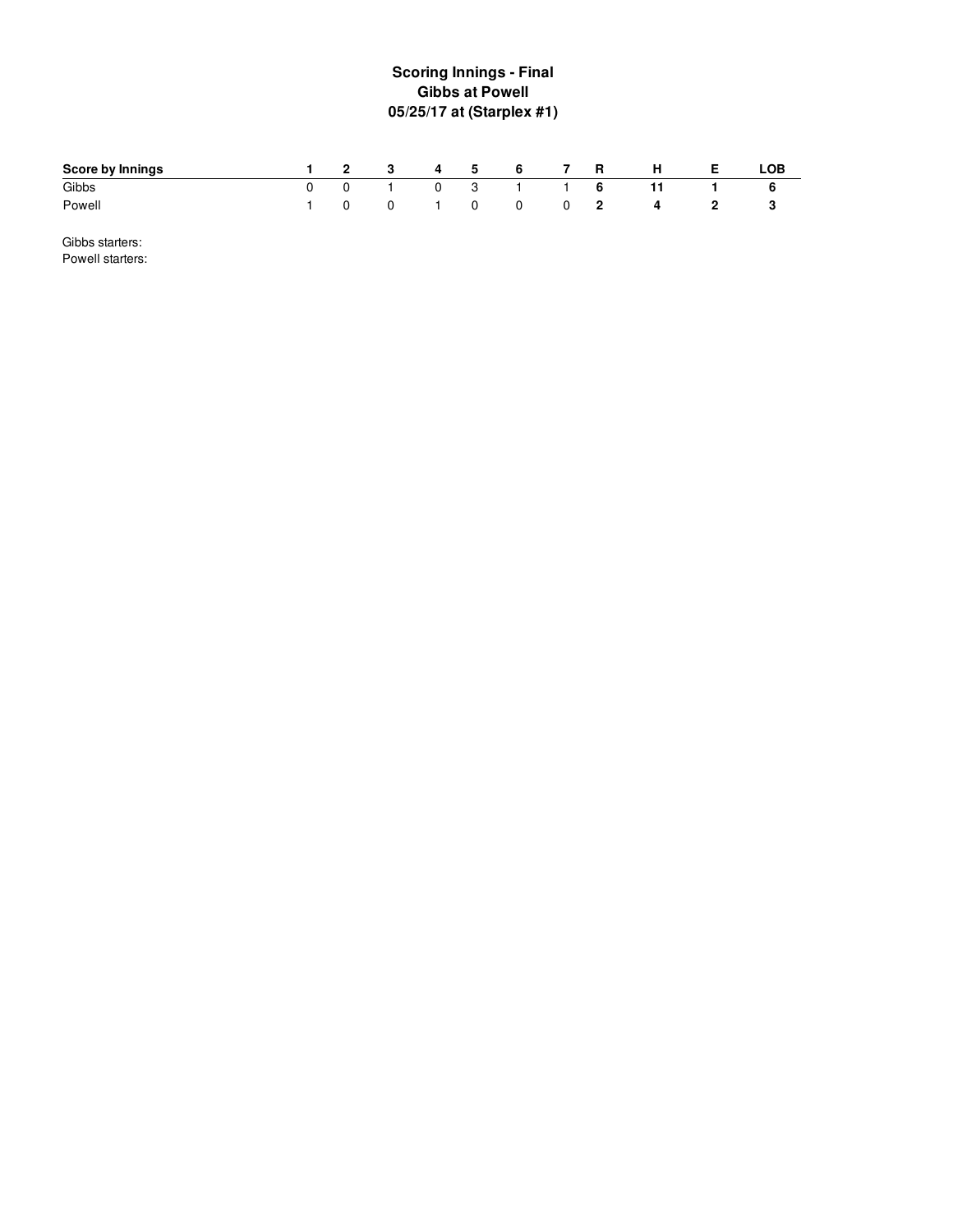**Scoring Innings - Final**
**Gibbs at Powell**
**05/25/17 at (Starplex #1)**

| Score by Innings | 1 | 2 | 3 | 4 | 5 | 6 | 7 | R | H | E | LOB |
|---|---|---|---|---|---|---|---|---|---|---|---|
| Gibbs | 0 | 0 | 1 | 0 | 3 | 1 | 1 | **6** | **11** | **1** | **6** |
| Powell | 1 | 0 | 0 | 1 | 0 | 0 | 0 | **2** | **4** | **2** | **3** |

Gibbs starters:
Powell starters: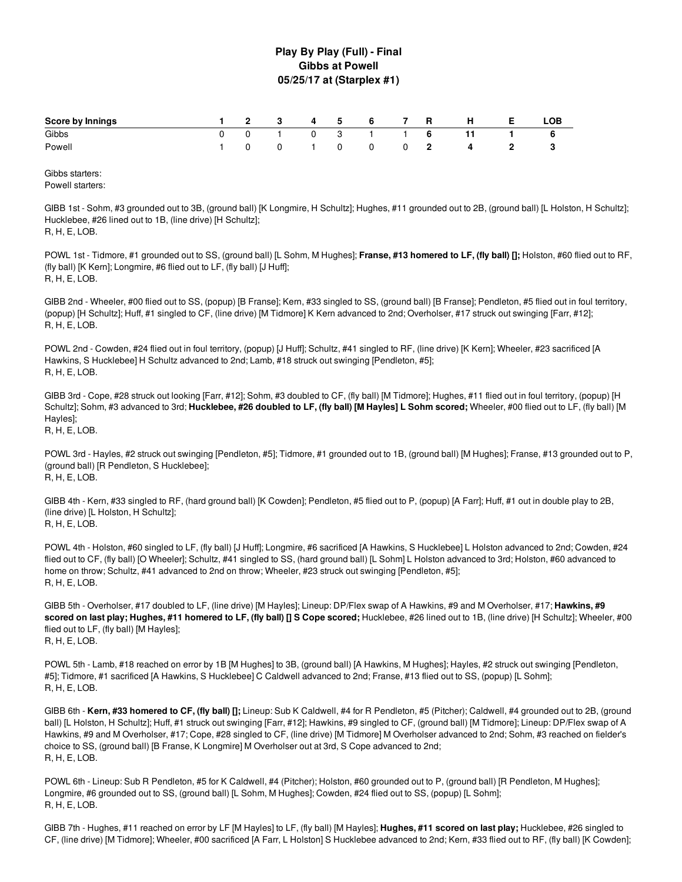# Play By Play (Full) - Final
## Gibbs at Powell
## 05/25/17 at (Starplex #1)

| Score by Innings | 1 | 2 | 3 | 4 | 5 | 6 | 7 | R | H | E | LOB |
|---|---|---|---|---|---|---|---|---|---|---|---|
| Gibbs | 0 | 0 | 1 | 0 | 3 | 1 | 1 | **6** | **11** | **1** | **6** |
| Powell | 1 | 0 | 0 | 1 | 0 | 0 | 0 | **2** | **4** | **2** | **3** |

Gibbs starters:
Powell starters:

GIBB 1st - Sohm, #3 grounded out to 3B, (ground ball) [K Longmire, H Schultz]; Hughes, #11 grounded out to 2B, (ground ball) [L Holston, H Schultz]; Hucklebee, #26 lined out to 1B, (line drive) [H Schultz];
R, H, E, LOB.

POWL 1st - Tidmore, #1 grounded out to SS, (ground ball) [L Sohm, M Hughes]; **Franse, #13 homered to LF, (fly ball) [];** Holston, #60 flied out to RF, (fly ball) [K Kern]; Longmire, #6 flied out to LF, (fly ball) [J Huff];
R, H, E, LOB.

GIBB 2nd - Wheeler, #00 flied out to SS, (popup) [B Franse]; Kern, #33 singled to SS, (ground ball) [B Franse]; Pendleton, #5 flied out in foul territory, (popup) [H Schultz]; Huff, #1 singled to CF, (line drive) [M Tidmore] K Kern advanced to 2nd; Overholser, #17 struck out swinging [Farr, #12];
R, H, E, LOB.

POWL 2nd - Cowden, #24 flied out in foul territory, (popup) [J Huff]; Schultz, #41 singled to RF, (line drive) [K Kern]; Wheeler, #23 sacrificed [A Hawkins, S Hucklebee] H Schultz advanced to 2nd; Lamb, #18 struck out swinging [Pendleton, #5];
R, H, E, LOB.

GIBB 3rd - Cope, #28 struck out looking [Farr, #12]; Sohm, #3 doubled to CF, (fly ball) [M Tidmore]; Hughes, #11 flied out in foul territory, (popup) [H Schultz]; Sohm, #3 advanced to 3rd; **Hucklebee, #26 doubled to LF, (fly ball) [M Hayles] L Sohm scored;** Wheeler, #00 flied out to LF, (fly ball) [M Hayles];
R, H, E, LOB.

POWL 3rd - Hayles, #2 struck out swinging [Pendleton, #5]; Tidmore, #1 grounded out to 1B, (ground ball) [M Hughes]; Franse, #13 grounded out to P, (ground ball) [R Pendleton, S Hucklebee];
R, H, E, LOB.

GIBB 4th - Kern, #33 singled to RF, (hard ground ball) [K Cowden]; Pendleton, #5 flied out to P, (popup) [A Farr]; Huff, #1 out in double play to 2B, (line drive) [L Holston, H Schultz];
R, H, E, LOB.

POWL 4th - Holston, #60 singled to LF, (fly ball) [J Huff]; Longmire, #6 sacrificed [A Hawkins, S Hucklebee] L Holston advanced to 2nd; Cowden, #24 flied out to CF, (fly ball) [O Wheeler]; Schultz, #41 singled to SS, (hard ground ball) [L Sohm] L Holston advanced to 3rd; Holston, #60 advanced to home on throw; Schultz, #41 advanced to 2nd on throw; Wheeler, #23 struck out swinging [Pendleton, #5];
R, H, E, LOB.

GIBB 5th - Overholser, #17 doubled to LF, (line drive) [M Hayles]; Lineup: DP/Flex swap of A Hawkins, #9 and M Overholser, #17; **Hawkins, #9 scored on last play; Hughes, #11 homered to LF, (fly ball) [] S Cope scored;** Hucklebee, #26 lined out to 1B, (line drive) [H Schultz]; Wheeler, #00 flied out to LF, (fly ball) [M Hayles];
R, H, E, LOB.

POWL 5th - Lamb, #18 reached on error by 1B [M Hughes] to 3B, (ground ball) [A Hawkins, M Hughes]; Hayles, #2 struck out swinging [Pendleton, #5]; Tidmore, #1 sacrificed [A Hawkins, S Hucklebee] C Caldwell advanced to 2nd; Franse, #13 flied out to SS, (popup) [L Sohm];
R, H, E, LOB.

GIBB 6th - **Kern, #33 homered to CF, (fly ball) [];** Lineup: Sub K Caldwell, #4 for R Pendleton, #5 (Pitcher); Caldwell, #4 grounded out to 2B, (ground ball) [L Holston, H Schultz]; Huff, #1 struck out swinging [Farr, #12]; Hawkins, #9 singled to CF, (ground ball) [M Tidmore]; Lineup: DP/Flex swap of A Hawkins, #9 and M Overholser, #17; Cope, #28 singled to CF, (line drive) [M Tidmore] M Overholser advanced to 2nd; Sohm, #3 reached on fielder's choice to SS, (ground ball) [B Franse, K Longmire] M Overholser out at 3rd, S Cope advanced to 2nd;
R, H, E, LOB.

POWL 6th - Lineup: Sub R Pendleton, #5 for K Caldwell, #4 (Pitcher); Holston, #60 grounded out to P, (ground ball) [R Pendleton, M Hughes]; Longmire, #6 grounded out to SS, (ground ball) [L Sohm, M Hughes]; Cowden, #24 flied out to SS, (popup) [L Sohm];
R, H, E, LOB.

GIBB 7th - Hughes, #11 reached on error by LF [M Hayles] to LF, (fly ball) [M Hayles]; **Hughes, #11 scored on last play;** Hucklebee, #26 singled to CF, (line drive) [M Tidmore]; Wheeler, #00 sacrificed [A Farr, L Holston] S Hucklebee advanced to 2nd; Kern, #33 flied out to RF, (fly ball) [K Cowden];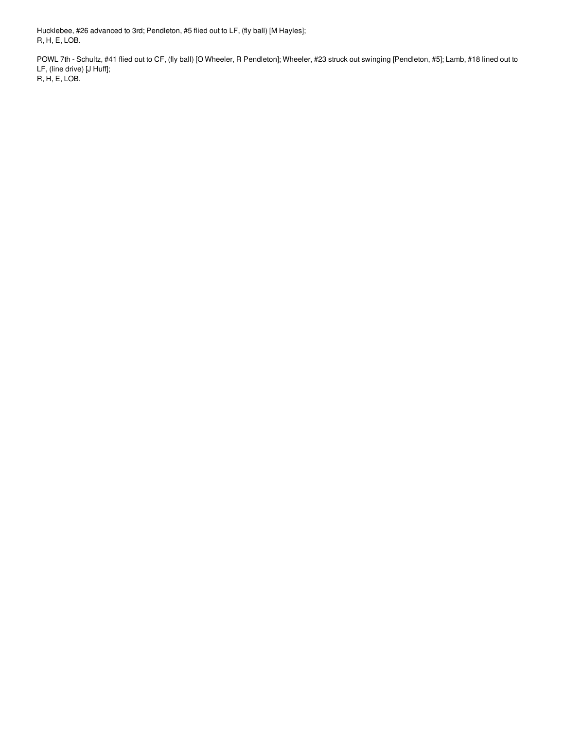Hucklebee, #26 advanced to 3rd; Pendleton, #5 flied out to LF, (fly ball) [M Hayles];
R, H, E, LOB.

POWL 7th - Schultz, #41 flied out to CF, (fly ball) [O Wheeler, R Pendleton]; Wheeler, #23 struck out swinging [Pendleton, #5]; Lamb, #18 lined out to LF, (line drive) [J Huff];
R, H, E, LOB.